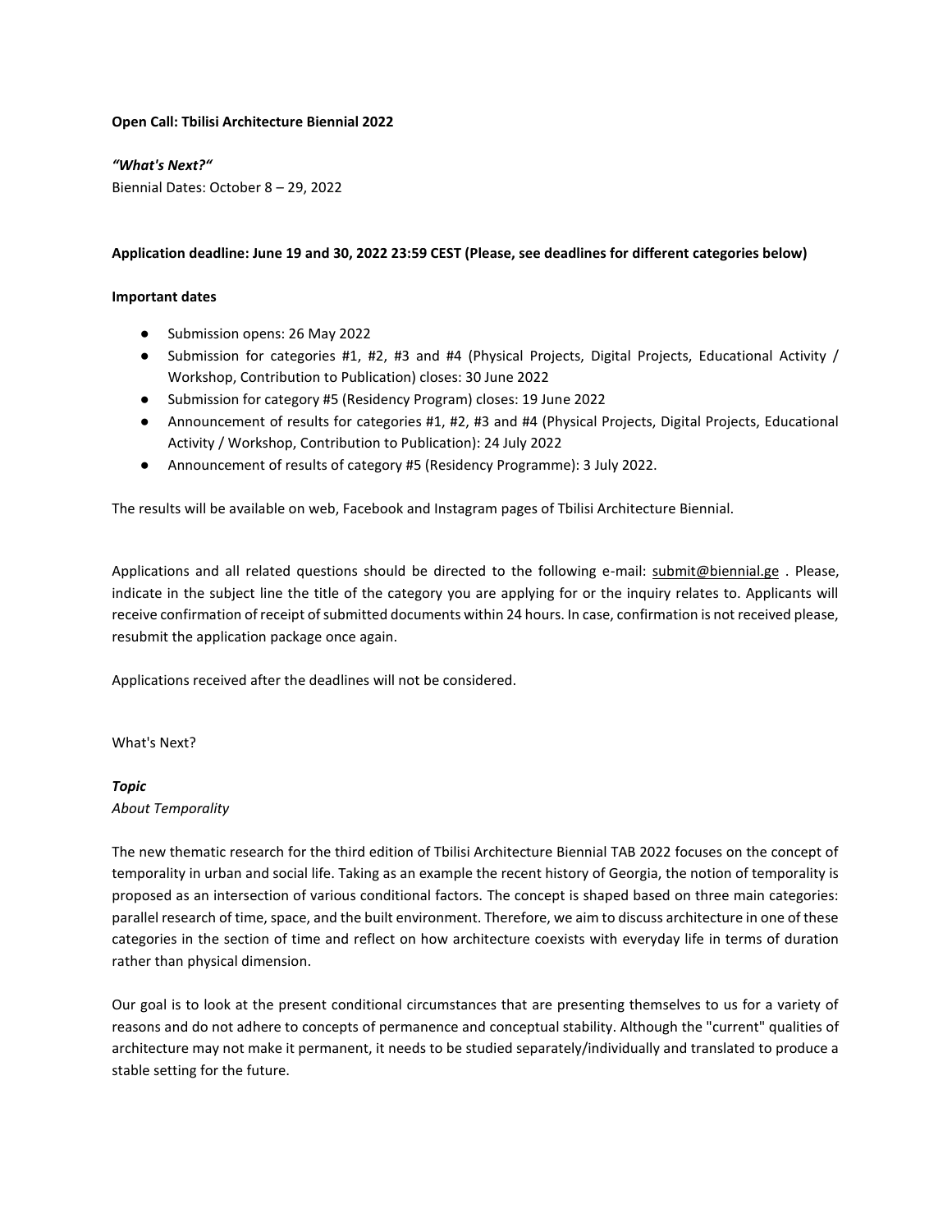**Open Call: Tbilisi Architecture Biennial 2022**

***"What's Next?"***

Biennial Dates: October 8 – 29, 2022

**Application deadline: June 19 and 30, 2022 23:59 CEST (Please, see deadlines for different categories below)**

**Important dates**

- Submission opens: 26 May 2022
- Submission for categories #1, #2, #3 and #4 (Physical Projects, Digital Projects, Educational Activity / Workshop, Contribution to Publication) closes: 30 June 2022
- Submission for category #5 (Residency Program) closes: 19 June 2022
- Announcement of results for categories #1, #2, #3 and #4 (Physical Projects, Digital Projects, Educational Activity / Workshop, Contribution to Publication): 24 July 2022
- Announcement of results of category #5 (Residency Programme): 3 July 2022.

The results will be available on web, Facebook and Instagram pages of Tbilisi Architecture Biennial.

Applications and all related questions should be directed to the following e-mail: submit@biennial.ge . Please, indicate in the subject line the title of the category you are applying for or the inquiry relates to. Applicants will receive confirmation of receipt of submitted documents within 24 hours. In case, confirmation is not received please, resubmit the application package once again.

Applications received after the deadlines will not be considered.

What's Next?

***Topic***

*About Temporality*

The new thematic research for the third edition of Tbilisi Architecture Biennial TAB 2022 focuses on the concept of temporality in urban and social life. Taking as an example the recent history of Georgia, the notion of temporality is proposed as an intersection of various conditional factors. The concept is shaped based on three main categories: parallel research of time, space, and the built environment. Therefore, we aim to discuss architecture in one of these categories in the section of time and reflect on how architecture coexists with everyday life in terms of duration rather than physical dimension.

Our goal is to look at the present conditional circumstances that are presenting themselves to us for a variety of reasons and do not adhere to concepts of permanence and conceptual stability. Although the "current" qualities of architecture may not make it permanent, it needs to be studied separately/individually and translated to produce a stable setting for the future.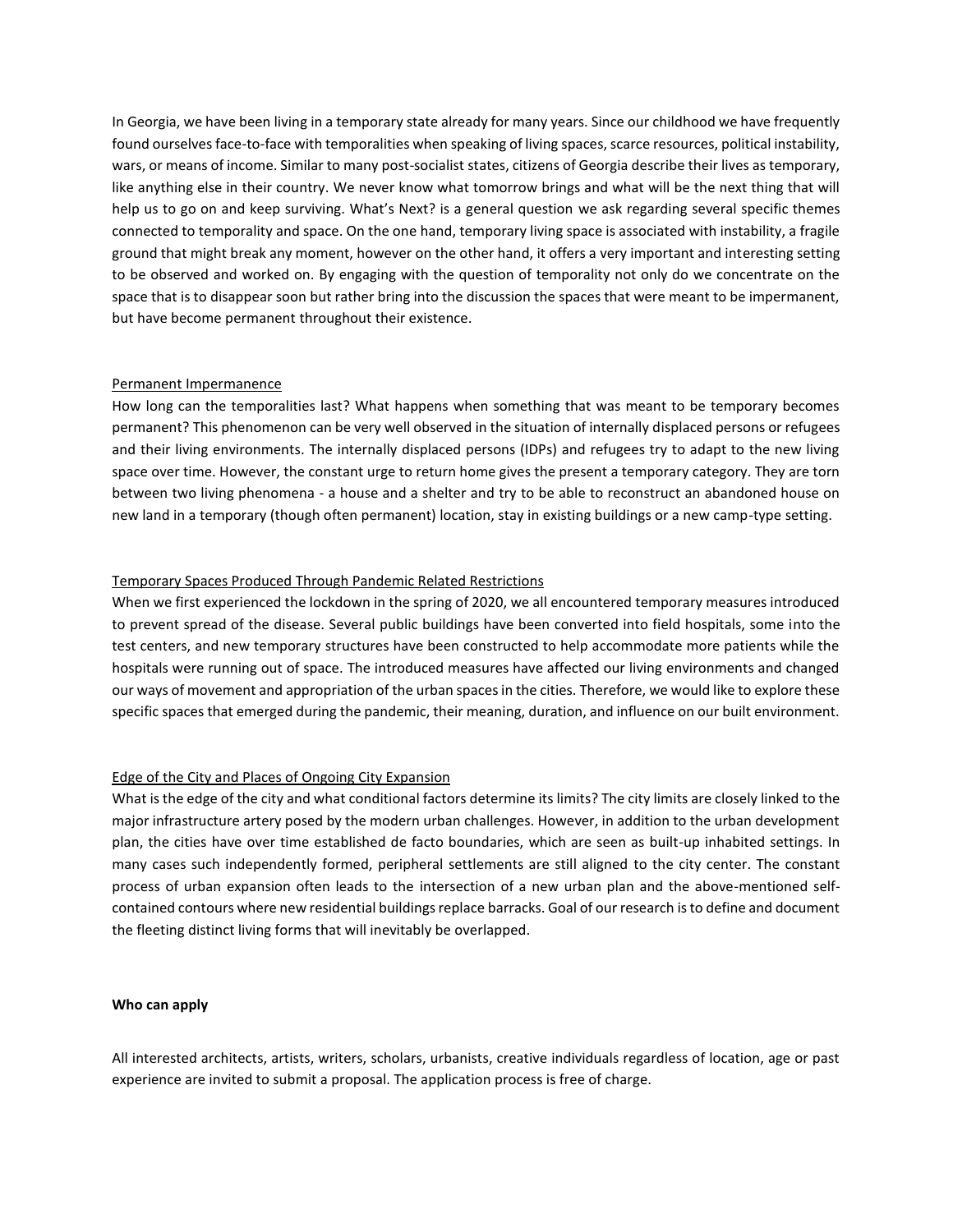In Georgia, we have been living in a temporary state already for many years. Since our childhood we have frequently found ourselves face-to-face with temporalities when speaking of living spaces, scarce resources, political instability, wars, or means of income. Similar to many post-socialist states, citizens of Georgia describe their lives as temporary, like anything else in their country. We never know what tomorrow brings and what will be the next thing that will help us to go on and keep surviving. What's Next? is a general question we ask regarding several specific themes connected to temporality and space. On the one hand, temporary living space is associated with instability, a fragile ground that might break any moment, however on the other hand, it offers a very important and interesting setting to be observed and worked on. By engaging with the question of temporality not only do we concentrate on the space that is to disappear soon but rather bring into the discussion the spaces that were meant to be impermanent, but have become permanent throughout their existence.

Permanent Impermanence

How long can the temporalities last? What happens when something that was meant to be temporary becomes permanent? This phenomenon can be very well observed in the situation of internally displaced persons or refugees and their living environments. The internally displaced persons (IDPs) and refugees try to adapt to the new living space over time. However, the constant urge to return home gives the present a temporary category. They are torn between two living phenomena - a house and a shelter and try to be able to reconstruct an abandoned house on new land in a temporary (though often permanent) location, stay in existing buildings or a new camp-type setting.

Temporary Spaces Produced Through Pandemic Related Restrictions

When we first experienced the lockdown in the spring of 2020, we all encountered temporary measures introduced to prevent spread of the disease. Several public buildings have been converted into field hospitals, some into the test centers, and new temporary structures have been constructed to help accommodate more patients while the hospitals were running out of space. The introduced measures have affected our living environments and changed our ways of movement and appropriation of the urban spaces in the cities. Therefore, we would like to explore these specific spaces that emerged during the pandemic, their meaning, duration, and influence on our built environment.

Edge of the City and Places of Ongoing City Expansion

What is the edge of the city and what conditional factors determine its limits? The city limits are closely linked to the major infrastructure artery posed by the modern urban challenges. However, in addition to the urban development plan, the cities have over time established de facto boundaries, which are seen as built-up inhabited settings. In many cases such independently formed, peripheral settlements are still aligned to the city center. The constant process of urban expansion often leads to the intersection of a new urban plan and the above-mentioned self-contained contours where new residential buildings replace barracks. Goal of our research is to define and document the fleeting distinct living forms that will inevitably be overlapped.

**Who can apply**

All interested architects, artists, writers, scholars, urbanists, creative individuals regardless of location, age or past experience are invited to submit a proposal. The application process is free of charge.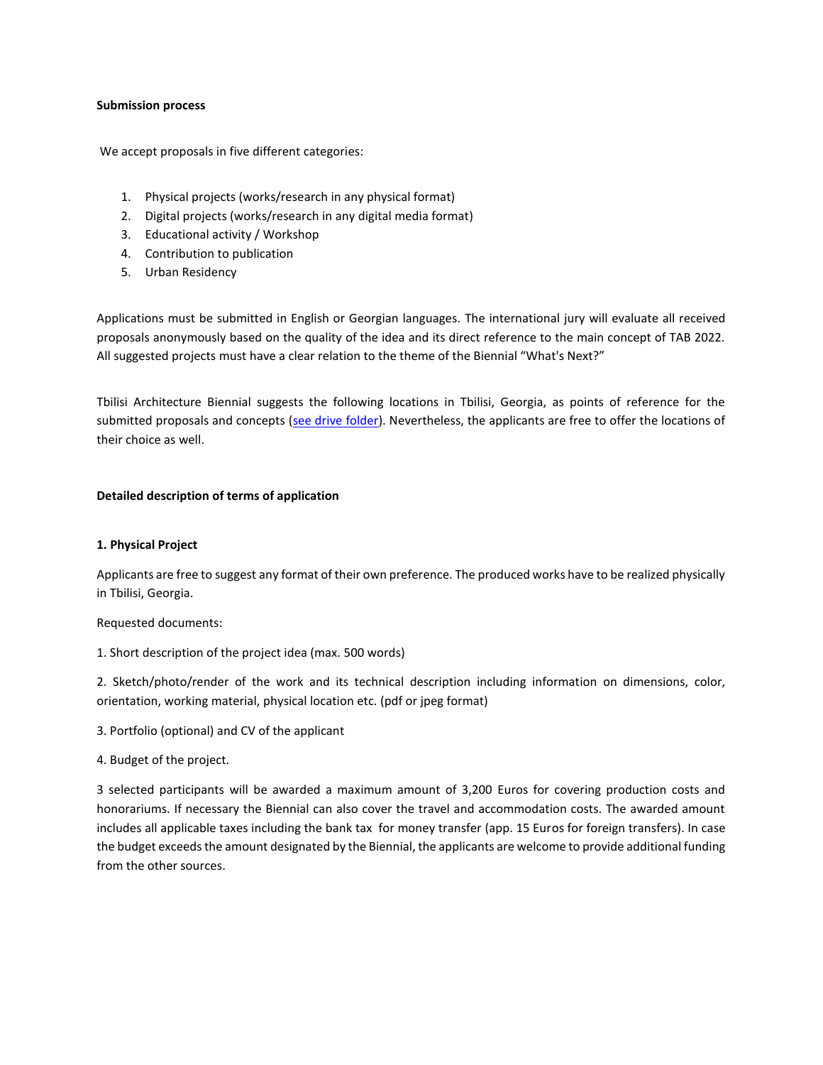**Submission process**

We accept proposals in five different categories:

1. Physical projects (works/research in any physical format)
2. Digital projects (works/research in any digital media format)
3. Educational activity / Workshop
4. Contribution to publication
5. Urban Residency

Applications must be submitted in English or Georgian languages. The international jury will evaluate all received proposals anonymously based on the quality of the idea and its direct reference to the main concept of TAB 2022. All suggested projects must have a clear relation to the theme of the Biennial "What's Next?"

Tbilisi Architecture Biennial suggests the following locations in Tbilisi, Georgia, as points of reference for the submitted proposals and concepts (see drive folder). Nevertheless, the applicants are free to offer the locations of their choice as well.

**Detailed description of terms of application**

**1. Physical Project**

Applicants are free to suggest any format of their own preference. The produced works have to be realized physically in Tbilisi, Georgia.

Requested documents:

1. Short description of the project idea (max. 500 words)

2. Sketch/photo/render of the work and its technical description including information on dimensions, color, orientation, working material, physical location etc. (pdf or jpeg format)

3. Portfolio (optional) and CV of the applicant

4. Budget of the project.

3 selected participants will be awarded a maximum amount of 3,200 Euros for covering production costs and honorariums. If necessary the Biennial can also cover the travel and accommodation costs. The awarded amount includes all applicable taxes including the bank tax for money transfer (app. 15 Euros for foreign transfers). In case the budget exceeds the amount designated by the Biennial, the applicants are welcome to provide additional funding from the other sources.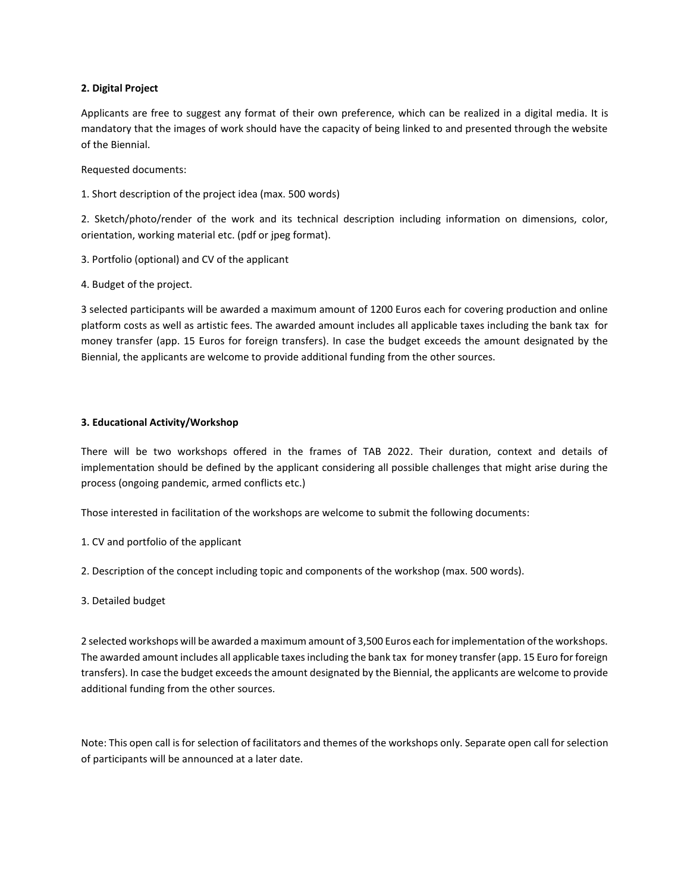**2. Digital Project**

Applicants are free to suggest any format of their own preference, which can be realized in a digital media. It is mandatory that the images of work should have the capacity of being linked to and presented through the website of the Biennial.

Requested documents:

1. Short description of the project idea (max. 500 words)

2. Sketch/photo/render of the work and its technical description including information on dimensions, color, orientation, working material etc. (pdf or jpeg format).

3. Portfolio (optional) and CV of the applicant

4. Budget of the project.

3 selected participants will be awarded a maximum amount of 1200 Euros each for covering production and online platform costs as well as artistic fees. The awarded amount includes all applicable taxes including the bank tax for money transfer (app. 15 Euros for foreign transfers). In case the budget exceeds the amount designated by the Biennial, the applicants are welcome to provide additional funding from the other sources.

**3. Educational Activity/Workshop**

There will be two workshops offered in the frames of TAB 2022. Their duration, context and details of implementation should be defined by the applicant considering all possible challenges that might arise during the process (ongoing pandemic, armed conflicts etc.)

Those interested in facilitation of the workshops are welcome to submit the following documents:

1. CV and portfolio of the applicant

2. Description of the concept including topic and components of the workshop (max. 500 words).

3. Detailed budget

2 selected workshops will be awarded a maximum amount of 3,500 Euros each for implementation of the workshops. The awarded amount includes all applicable taxes including the bank tax for money transfer (app. 15 Euro for foreign transfers). In case the budget exceeds the amount designated by the Biennial, the applicants are welcome to provide additional funding from the other sources.

Note: This open call is for selection of facilitators and themes of the workshops only. Separate open call for selection of participants will be announced at a later date.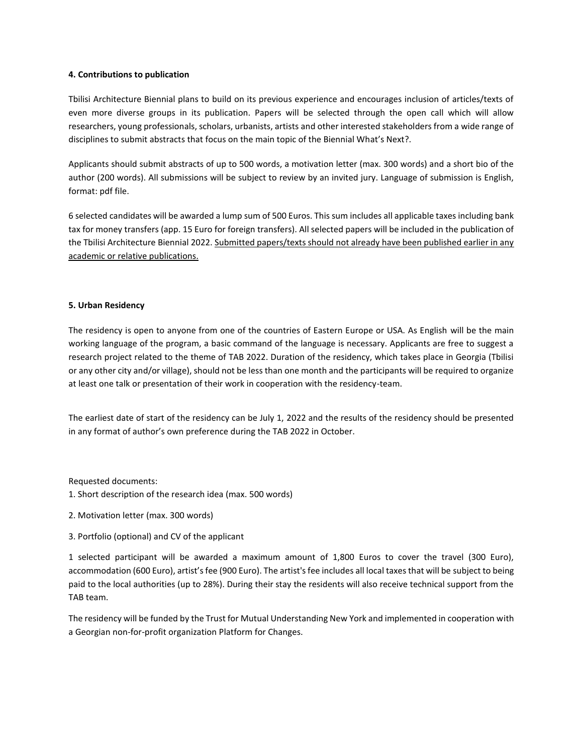**4. Contributions to publication**

Tbilisi Architecture Biennial plans to build on its previous experience and encourages inclusion of articles/texts of even more diverse groups in its publication. Papers will be selected through the open call which will allow researchers, young professionals, scholars, urbanists, artists and other interested stakeholders from a wide range of disciplines to submit abstracts that focus on the main topic of the Biennial What's Next?.

Applicants should submit abstracts of up to 500 words, a motivation letter (max. 300 words) and a short bio of the author (200 words). All submissions will be subject to review by an invited jury. Language of submission is English, format: pdf file.

6 selected candidates will be awarded a lump sum of 500 Euros. This sum includes all applicable taxes including bank tax for money transfers (app. 15 Euro for foreign transfers). All selected papers will be included in the publication of the Tbilisi Architecture Biennial 2022. <u>Submitted papers/texts should not already have been published earlier in any academic or relative publications.</u>

**5. Urban Residency**

The residency is open to anyone from one of the countries of Eastern Europe or USA. As English will be the main working language of the program, a basic command of the language is necessary. Applicants are free to suggest a research project related to the theme of TAB 2022. Duration of the residency, which takes place in Georgia (Tbilisi or any other city and/or village), should not be less than one month and the participants will be required to organize at least one talk or presentation of their work in cooperation with the residency-team.

The earliest date of start of the residency can be July 1, 2022 and the results of the residency should be presented in any format of author's own preference during the TAB 2022 in October.

Requested documents:

1. Short description of the research idea (max. 500 words)
2. Motivation letter (max. 300 words)
3. Portfolio (optional) and CV of the applicant

1 selected participant will be awarded a maximum amount of 1,800 Euros to cover the travel (300 Euro), accommodation (600 Euro), artist's fee (900 Euro). The artist's fee includes all local taxes that will be subject to being paid to the local authorities (up to 28%). During their stay the residents will also receive technical support from the TAB team.

The residency will be funded by the Trust for Mutual Understanding New York and implemented in cooperation with a Georgian non-for-profit organization Platform for Changes.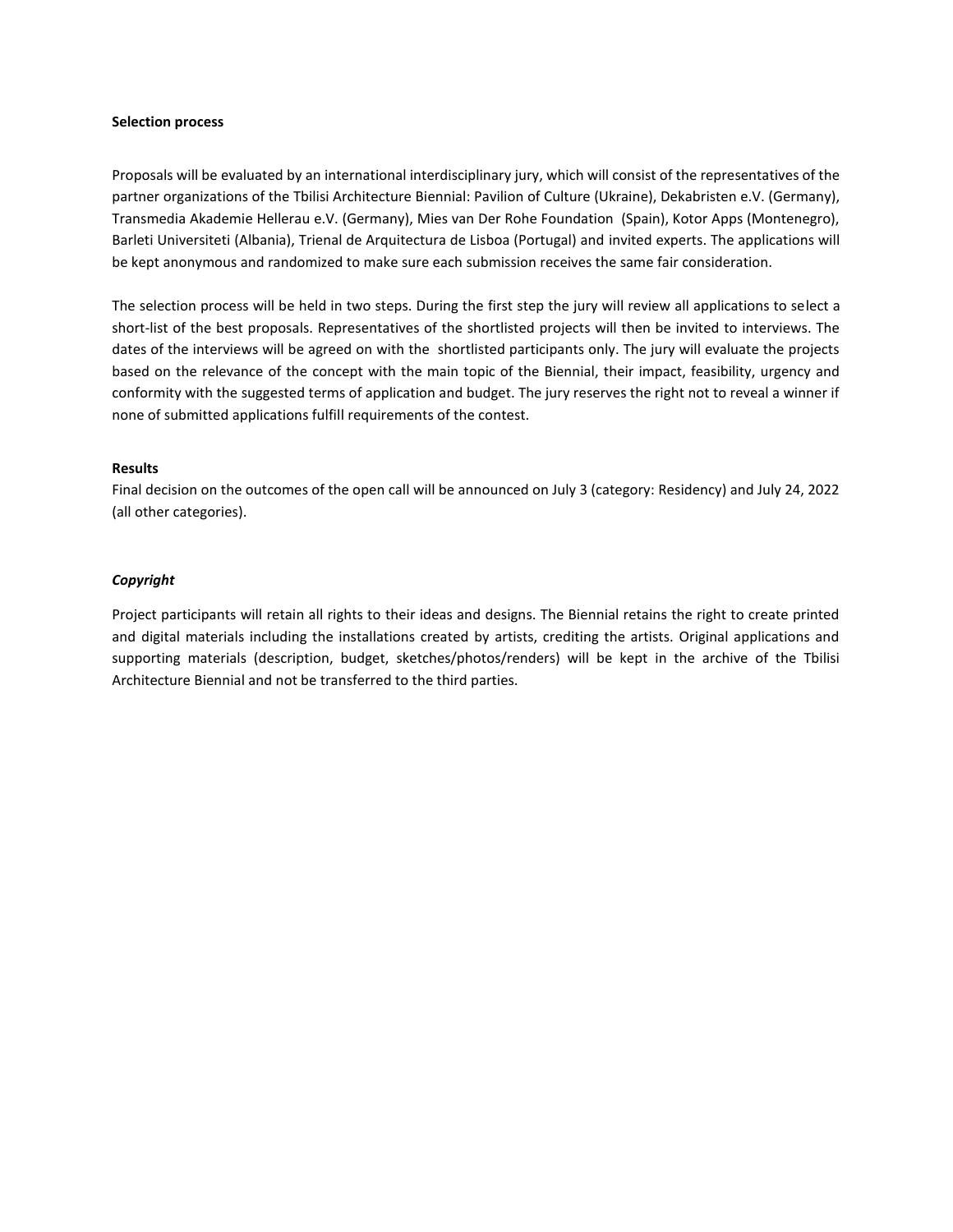**Selection process**

Proposals will be evaluated by an international interdisciplinary jury, which will consist of the representatives of the partner organizations of the Tbilisi Architecture Biennial: Pavilion of Culture (Ukraine), Dekabristen e.V. (Germany), Transmedia Akademie Hellerau e.V. (Germany), Mies van Der Rohe Foundation (Spain), Kotor Apps (Montenegro), Barleti Universiteti (Albania), Trienal de Arquitectura de Lisboa (Portugal) and invited experts. The applications will be kept anonymous and randomized to make sure each submission receives the same fair consideration.

The selection process will be held in two steps. During the first step the jury will review all applications to select a short-list of the best proposals. Representatives of the shortlisted projects will then be invited to interviews. The dates of the interviews will be agreed on with the shortlisted participants only. The jury will evaluate the projects based on the relevance of the concept with the main topic of the Biennial, their impact, feasibility, urgency and conformity with the suggested terms of application and budget. The jury reserves the right not to reveal a winner if none of submitted applications fulfill requirements of the contest.

**Results**

Final decision on the outcomes of the open call will be announced on July 3 (category: Residency) and July 24, 2022 (all other categories).

***Copyright***

Project participants will retain all rights to their ideas and designs. The Biennial retains the right to create printed and digital materials including the installations created by artists, crediting the artists. Original applications and supporting materials (description, budget, sketches/photos/renders) will be kept in the archive of the Tbilisi Architecture Biennial and not be transferred to the third parties.